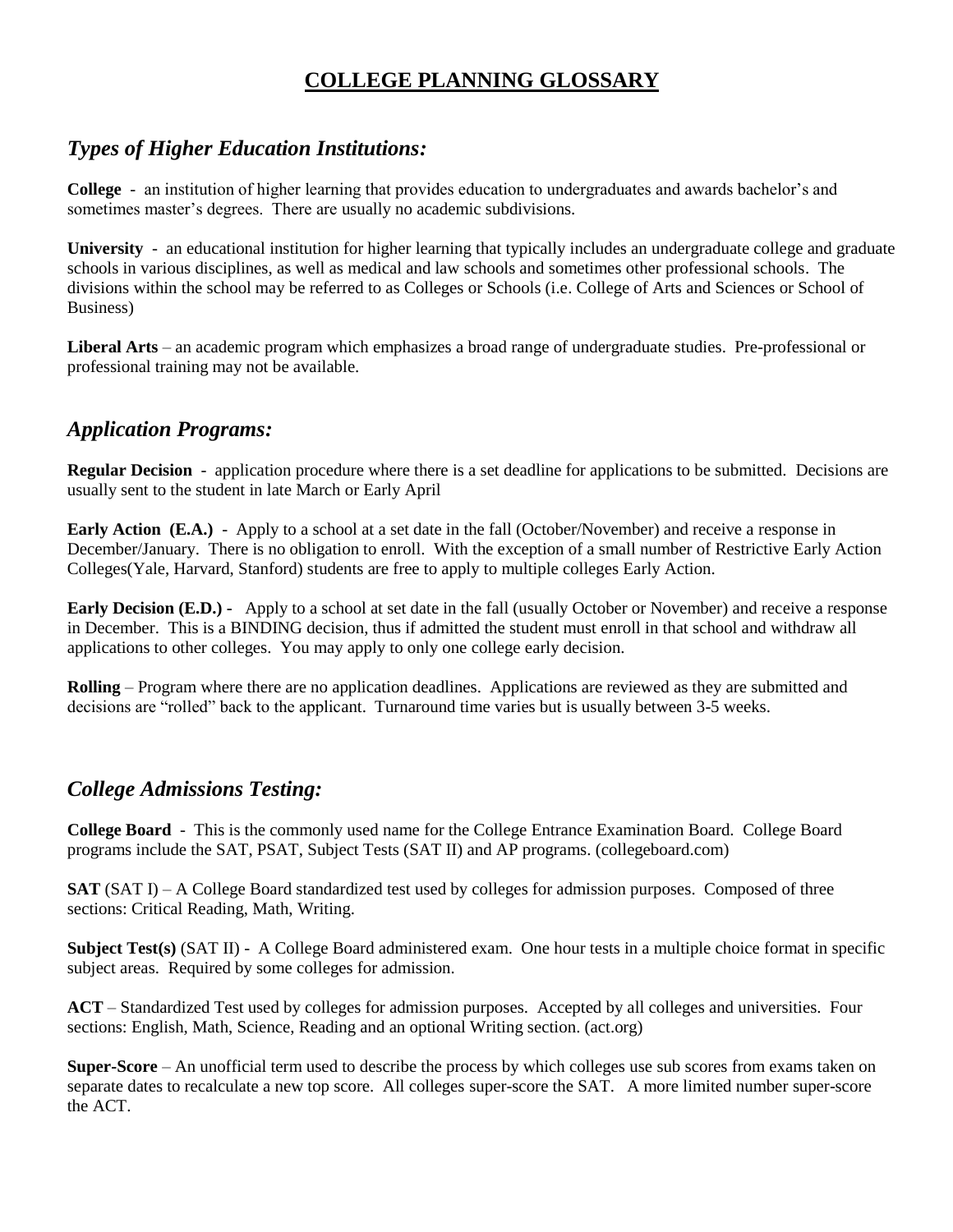# COLLEGE PLANNING GLOSSARY

## *Types of Higher Education Institutions:*

**College** - an institution of higher learning that provides education to undergraduates and awards bachelor's and sometimes master's degrees. There are usually no academic subdivisions.

**University** - an educational institution for higher learning that typically includes an undergraduate college and graduate schools in various disciplines, as well as medical and law schools and sometimes other professional schools. The divisions within the school may be referred to as Colleges or Schools (i.e. College of Arts and Sciences or School of Business)

**Liberal Arts** – an academic program which emphasizes a broad range of undergraduate studies. Pre-professional or professional training may not be available.

## *Application Programs:*

**Regular Decision** - application procedure where there is a set deadline for applications to be submitted. Decisions are usually sent to the student in late March or Early April

**Early Action (E.A.)** - Apply to a school at a set date in the fall (October/November) and receive a response in December/January. There is no obligation to enroll. With the exception of a small number of Restrictive Early Action Colleges(Yale, Harvard, Stanford) students are free to apply to multiple colleges Early Action.

**Early Decision (E.D.) -** Apply to a school at set date in the fall (usually October or November) and receive a response in December. This is a BINDING decision, thus if admitted the student must enroll in that school and withdraw all applications to other colleges. You may apply to only one college early decision.

**Rolling** – Program where there are no application deadlines. Applications are reviewed as they are submitted and decisions are "rolled" back to the applicant. Turnaround time varies but is usually between 3-5 weeks.

## *College Admissions Testing:*

**College Board** - This is the commonly used name for the College Entrance Examination Board. College Board programs include the SAT, PSAT, Subject Tests (SAT II) and AP programs. (collegeboard.com)

**SAT** (SAT I) – A College Board standardized test used by colleges for admission purposes. Composed of three sections: Critical Reading, Math, Writing.

**Subject Test(s)** (SAT II) - A College Board administered exam. One hour tests in a multiple choice format in specific subject areas. Required by some colleges for admission.

**ACT** – Standardized Test used by colleges for admission purposes. Accepted by all colleges and universities. Four sections: English, Math, Science, Reading and an optional Writing section. (act.org)

**Super-Score** – An unofficial term used to describe the process by which colleges use sub scores from exams taken on separate dates to recalculate a new top score. All colleges super-score the SAT. A more limited number super-score the ACT.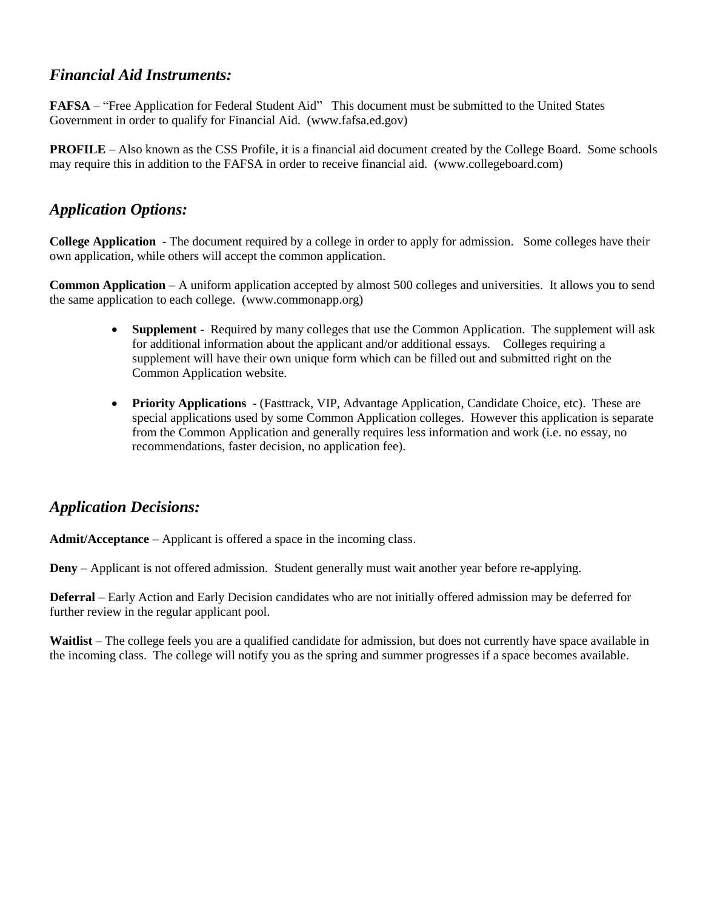## *Financial Aid Instruments:*

**FAFSA** – "Free Application for Federal Student Aid" This document must be submitted to the United States Government in order to qualify for Financial Aid. (www.fafsa.ed.gov)

**PROFILE** – Also known as the CSS Profile, it is a financial aid document created by the College Board. Some schools may require this in addition to the FAFSA in order to receive financial aid. (www.collegeboard.com)

## *Application Options:*

**College Application** - The document required by a college in order to apply for admission. Some colleges have their own application, while others will accept the common application.

**Common Application** – A uniform application accepted by almost 500 colleges and universities. It allows you to send the same application to each college. (www.commonapp.org)

- **Supplement** - Required by many colleges that use the Common Application. The supplement will ask for additional information about the applicant and/or additional essays. Colleges requiring a supplement will have their own unique form which can be filled out and submitted right on the Common Application website.
- **Priority Applications** - (Fasttrack, VIP, Advantage Application, Candidate Choice, etc). These are special applications used by some Common Application colleges. However this application is separate from the Common Application and generally requires less information and work (i.e. no essay, no recommendations, faster decision, no application fee).

## *Application Decisions:*

**Admit/Acceptance** – Applicant is offered a space in the incoming class.

**Deny** – Applicant is not offered admission. Student generally must wait another year before re-applying.

**Deferral** – Early Action and Early Decision candidates who are not initially offered admission may be deferred for further review in the regular applicant pool.

**Waitlist** – The college feels you are a qualified candidate for admission, but does not currently have space available in the incoming class. The college will notify you as the spring and summer progresses if a space becomes available.